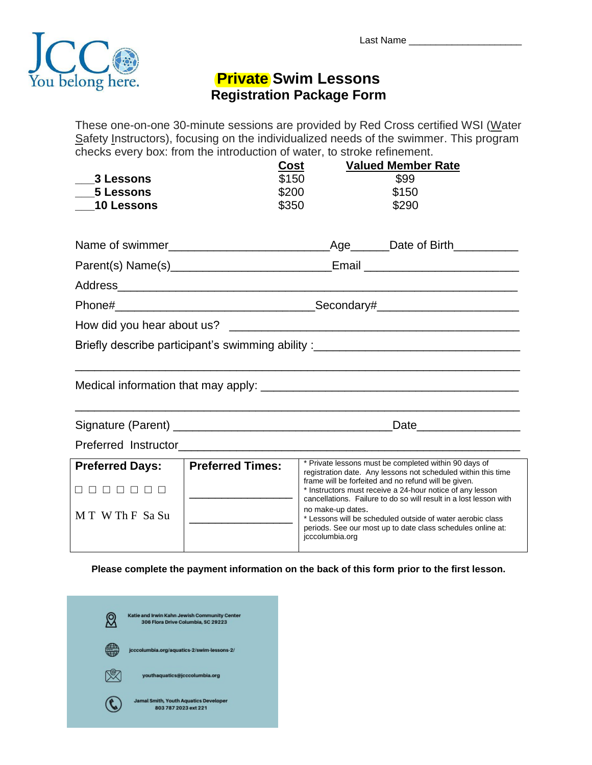JCC You belong here.

Last Name ____________________

# Private Swim Lessons
## Registration Package Form

These one-on-one 30-minute sessions are provided by Red Cross certified WSI (Water Safety Instructors), focusing on the individualized needs of the swimmer. This program checks every box: from the introduction of water, to stroke refinement.

| | Cost | Valued Member Rate |
|---|---|---|
| ___**3 Lessons** | $150 | $99 |
| ___**5 Lessons** | $200 | $150 |
| ___**10 Lessons** | $350 | $290 |

Name of swimmer________________________Age______Date of Birth__________

Parent(s) Name(s)________________________Email ________________________

Address__________________________________________________________

Phone#______________________________Secondary#______________________

How did you hear about us? ___________________________________________

Briefly describe participant's swimming ability :_______________________________

________________________________________________________________

Medical information that may apply: ______________________________________

________________________________________________________________

Signature (Parent) ________________________________Date________________

Preferred Instructor________________________________________________

| Preferred Days: | Preferred Times: | |
|---|---|---|
| ☐ ☐ ☐ ☐ ☐ ☐ ☐<br>M T W Th F Sa Su | ________________<br>________________ | * Private lessons must be completed within 90 days of registration date. Any lessons not scheduled within this time frame will be forfeited and no refund will be given.<br>* Instructors must receive a 24-hour notice of any lesson cancellations. Failure to do so will result in a lost lesson with no make-up dates.<br>* Lessons will be scheduled outside of water aerobic class periods. See our most up to date class schedules online at: jcccolumbia.org |

**Please complete the payment information on the back of this form prior to the first lesson.**

Katie and Irwin Kahn Jewish Community Center
306 Flora Drive Columbia, SC 29223

jcccolumbia.org/aquatics-2/swim-lessons-2/

youthaquatics@jcccolumbia.org

Jamal Smith, Youth Aquatics Developer
803 787 2023 ext 221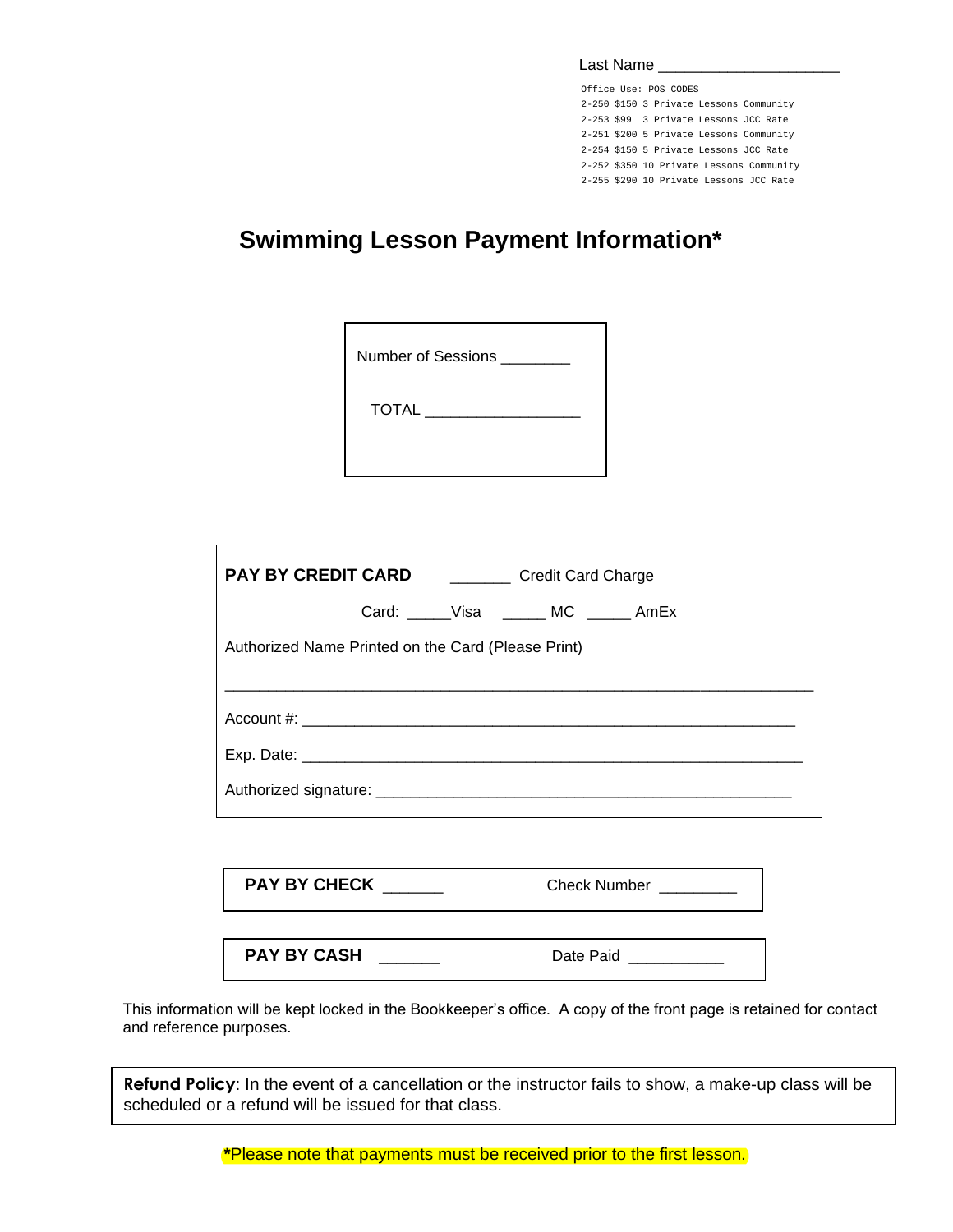Last Name ____________________

```
Office Use: POS CODES
2-250 $150 3 Private Lessons Community
2-253 $99  3 Private Lessons JCC Rate
2-251 $200 5 Private Lessons Community
2-254 $150 5 Private Lessons JCC Rate
2-252 $350 10 Private Lessons Community
2-255 $290 10 Private Lessons JCC Rate
```

# Swimming Lesson Payment Information*

Number of Sessions ________

TOTAL _________________

**PAY BY CREDIT CARD** _______ Credit Card Charge

Card: _____Visa _____ MC _____ AmEx

Authorized Name Printed on the Card (Please Print)

_______________________________________________________________

Account #: _____________________________________________________

Exp. Date: _____________________________________________________

Authorized signature: ____________________________________________

**PAY BY CHECK** ______ Check Number _________

**PAY BY CASH** ______ Date Paid ___________

This information will be kept locked in the Bookkeeper's office. A copy of the front page is retained for contact and reference purposes.

**Refund Policy**: In the event of a cancellation or the instructor fails to show, a make-up class will be scheduled or a refund will be issued for that class.

**\***Please note that payments must be received prior to the first lesson.